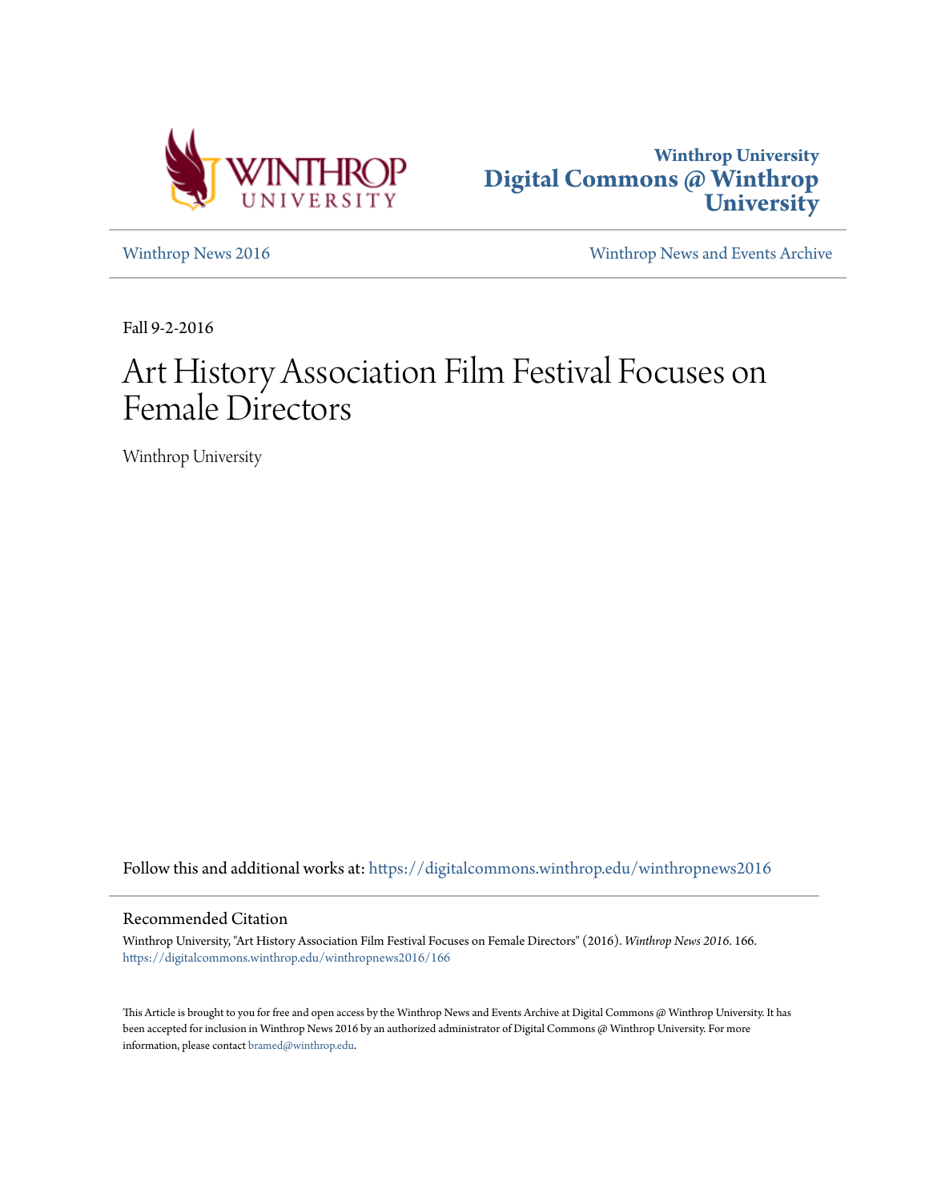Winthrop University
Digital Commons @ Winthrop University

Winthrop News 2016 | Winthrop News and Events Archive

Fall 9-2-2016

# Art History Association Film Festival Focuses on Female Directors

Winthrop University

Follow this and additional works at: https://digitalcommons.winthrop.edu/winthropnews2016

## Recommended Citation

Winthrop University, "Art History Association Film Festival Focuses on Female Directors" (2016). *Winthrop News 2016*. 166.
https://digitalcommons.winthrop.edu/winthropnews2016/166

This Article is brought to you for free and open access by the Winthrop News and Events Archive at Digital Commons @ Winthrop University. It has been accepted for inclusion in Winthrop News 2016 by an authorized administrator of Digital Commons @ Winthrop University. For more information, please contact bramed@winthrop.edu.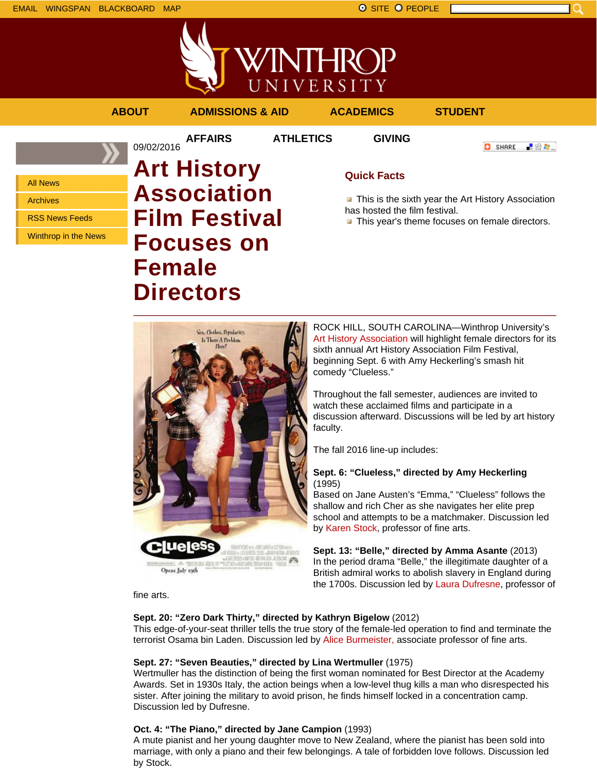EMAIL WINGSPAN BLACKBOARD MAP

SITE PEOPLE

ABOUT ADMISSIONS & AID ACADEMICS STUDENT AFFAIRS ATHLETICS GIVING

- All News
- Archives
- RSS News Feeds
- Winthrop in the News

09/02/2016

# Art History Association Film Festival Focuses on Female Directors

SHARE

### Quick Facts

- This is the sixth year the Art History Association has hosted the film festival.
- This year's theme focuses on female directors.

ROCK HILL, SOUTH CAROLINA—Winthrop University's Art History Association will highlight female directors for its sixth annual Art History Association Film Festival, beginning Sept. 6 with Amy Heckerling's smash hit comedy "Clueless."

Throughout the fall semester, audiences are invited to watch these acclaimed films and participate in a discussion afterward. Discussions will be led by art history faculty.

The fall 2016 line-up includes:

**Sept. 6: "Clueless," directed by Amy Heckerling** (1995)
Based on Jane Austen's "Emma," "Clueless" follows the shallow and rich Cher as she navigates her elite prep school and attempts to be a matchmaker. Discussion led by Karen Stock, professor of fine arts.

**Sept. 13: "Belle," directed by Amma Asante** (2013)
In the period drama "Belle," the illegitimate daughter of a British admiral works to abolish slavery in England during the 1700s. Discussion led by Laura Dufresne, professor of fine arts.

**Sept. 20: "Zero Dark Thirty," directed by Kathryn Bigelow** (2012)
This edge-of-your-seat thriller tells the true story of the female-led operation to find and terminate the terrorist Osama bin Laden. Discussion led by Alice Burmeister, associate professor of fine arts.

**Sept. 27: "Seven Beauties," directed by Lina Wertmuller** (1975)
Wertmuller has the distinction of being the first woman nominated for Best Director at the Academy Awards. Set in 1930s Italy, the action beings when a low-level thug kills a man who disrespected his sister. After joining the military to avoid prison, he finds himself locked in a concentration camp. Discussion led by Dufresne.

**Oct. 4: "The Piano," directed by Jane Campion** (1993)
A mute pianist and her young daughter move to New Zealand, where the pianist has been sold into marriage, with only a piano and their few belongings. A tale of forbidden love follows. Discussion led by Stock.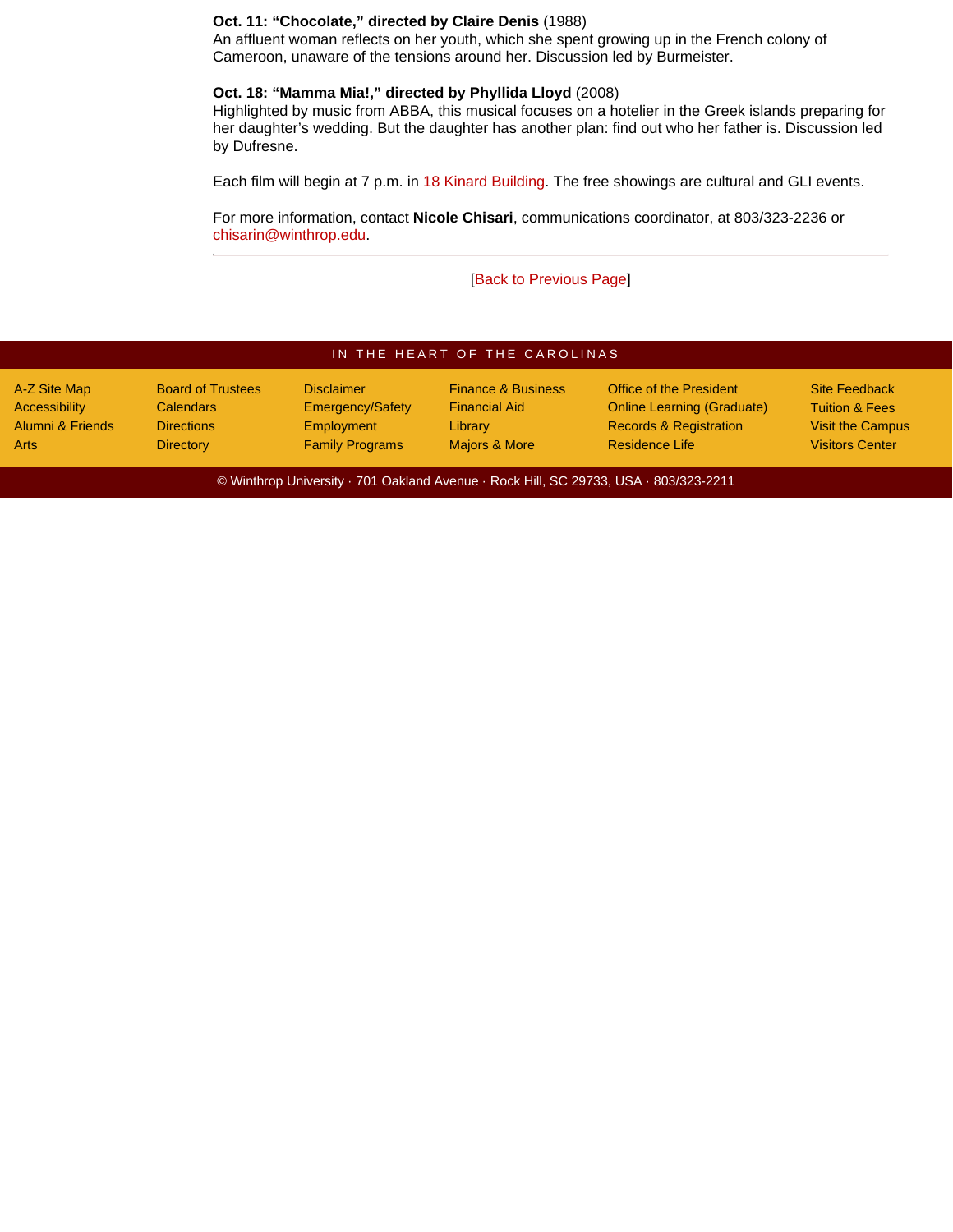**Oct. 11: “Chocolate,” directed by Claire Denis** (1988)
An affluent woman reflects on her youth, which she spent growing up in the French colony of Cameroon, unaware of the tensions around her. Discussion led by Burmeister.

**Oct. 18: “Mamma Mia!,” directed by Phyllida Lloyd** (2008)
Highlighted by music from ABBA, this musical focuses on a hotelier in the Greek islands preparing for her daughter’s wedding. But the daughter has another plan: find out who her father is. Discussion led by Dufresne.

Each film will begin at 7 p.m. in 18 Kinard Building. The free showings are cultural and GLI events.

For more information, contact **Nicole Chisari**, communications coordinator, at 803/323-2236 or chisarin@winthrop.edu.

---

[Back to Previous Page]

IN THE HEART OF THE CAROLINAS

A-Z Site Map
Accessibility
Alumni & Friends
Arts
Board of Trustees
Calendars
Directions
Directory
Disclaimer
Emergency/Safety
Employment
Family Programs
Finance & Business
Financial Aid
Library
Majors & More
Office of the President
Online Learning (Graduate)
Records & Registration
Residence Life
Site Feedback
Tuition & Fees
Visit the Campus
Visitors Center

© Winthrop University · 701 Oakland Avenue · Rock Hill, SC 29733, USA · 803/323-2211